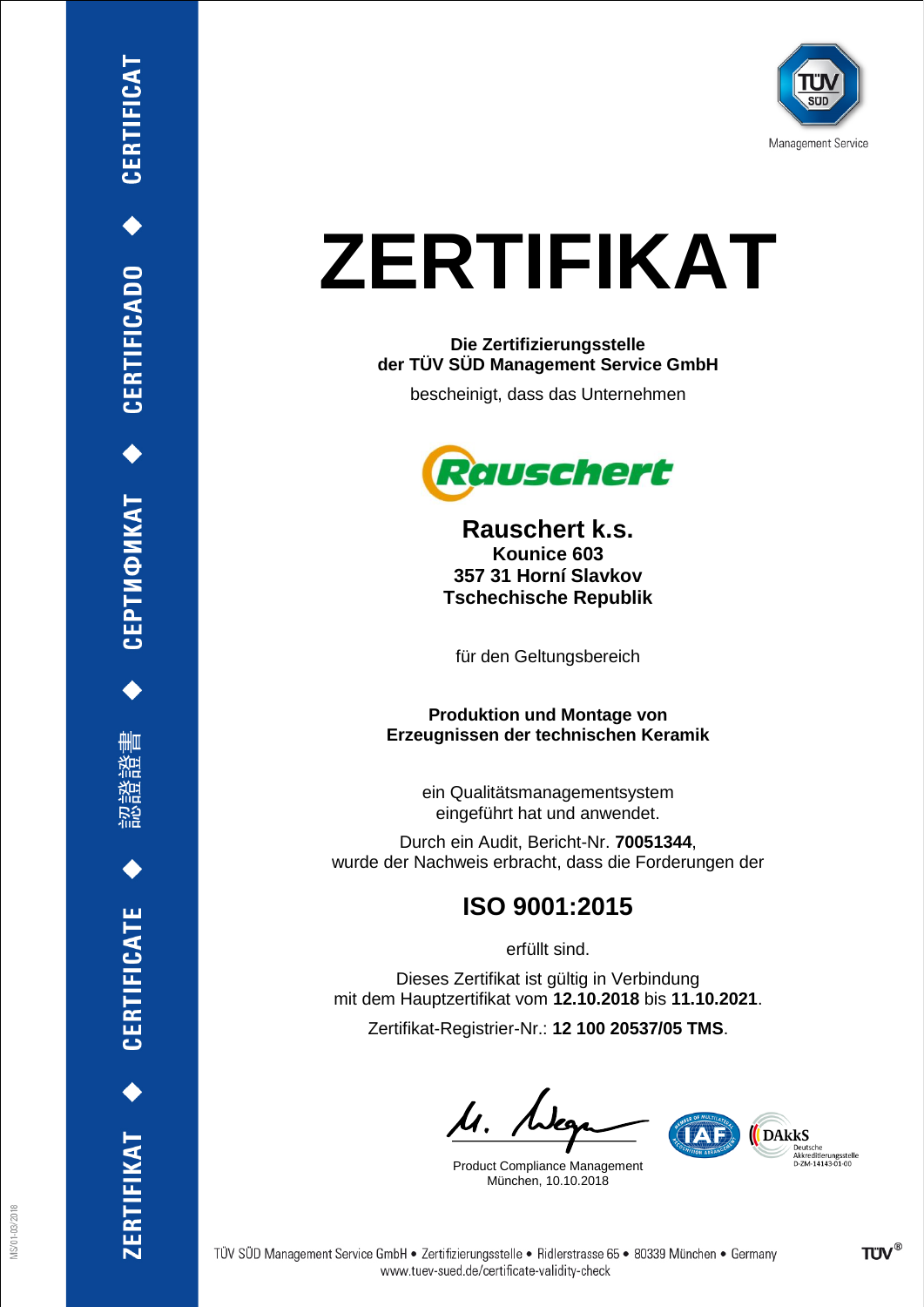# ZERTIFIKAT

**Die Zertifizierungsstelle**
**der TÜV SÜD Management Service GmbH**

bescheinigt, dass das Unternehmen

## Rauschert k.s.

**Kounice 603**
**357 31 Horní Slavkov**
**Tschechische Republik**

für den Geltungsbereich

**Produktion und Montage von**
**Erzeugnissen der technischen Keramik**

ein Qualitätsmanagementsystem
eingeführt hat und anwendet.

Durch ein Audit, Bericht-Nr. **70051344**,
wurde der Nachweis erbracht, dass die Forderungen der

## ISO 9001:2015

erfüllt sind.

Dieses Zertifikat ist gültig in Verbindung
mit dem Hauptzertifikat vom **12.10.2018** bis **11.10.2021**.

Zertifikat-Registrier-Nr.: **12 100 20537/05 TMS**.

Product Compliance Management
München, 10.10.2018

TÜV SÜD Management Service GmbH • Zertifizierungsstelle • Ridlerstrasse 65 • 80339 München • Germany
www.tuev-sued.de/certificate-validity-check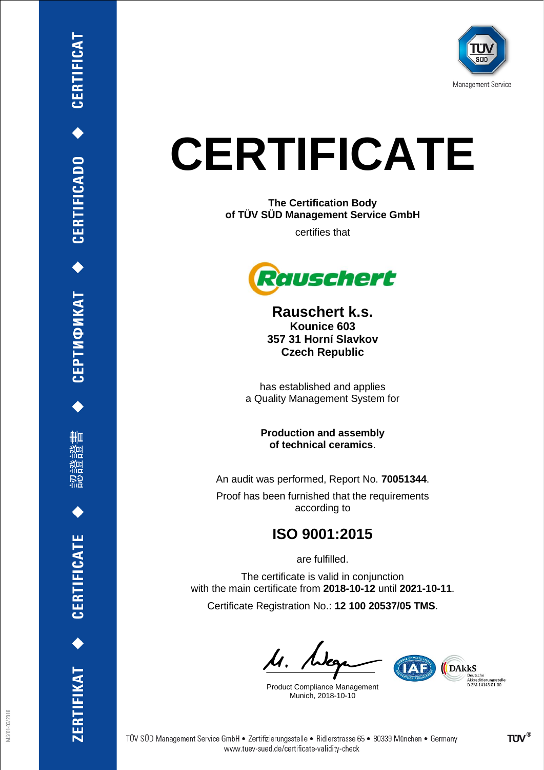ZERTIFIKAT ◆ CERTIFICATE ◆ 認證證書 ◆ СЕРТИФИКАТ ◆ CERTIFICADO ◆ CERTIFICAT

Management Service

# CERTIFICATE

**The Certification Body**
**of TÜV SÜD Management Service GmbH**

certifies that

Rauschert

## Rauschert k.s.

**Kounice 603**
**357 31 Horní Slavkov**
**Czech Republic**

has established and applies
a Quality Management System for

**Production and assembly**
**of technical ceramics**.

An audit was performed, Report No. **70051344**.

Proof has been furnished that the requirements
according to

## ISO 9001:2015

are fulfilled.

The certificate is valid in conjunction
with the main certificate from **2018-10-12** until **2021-10-11**.

Certificate Registration No.: **12 100 20537/05 TMS**.

Product Compliance Management
Munich, 2018-10-10

DAkkS Deutsche Akkreditierungsstelle D-ZM-14143-01-00

TÜV SÜD Management Service GmbH • Zertifizierungsstelle • Ridlerstrasse 65 • 80339 München • Germany
www.tuev-sued.de/certificate-validity-check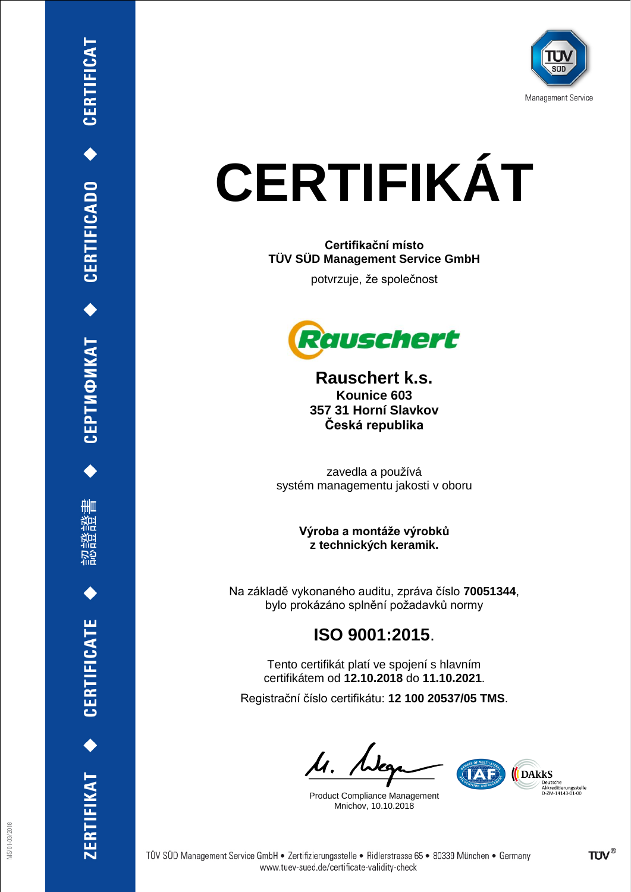ZERTIFIKAT ◆ CERTIFICATE ◆ 認證證書 ◆ СЕРТИФИКАТ ◆ CERTIFICADO ◆ CERTIFICAT

Management Service

# CERTIFIKÁT

**Certifikační místo**
**TÜV SÜD Management Service GmbH**

potvrzuje, že společnost

Rauschert

## Rauschert k.s.

**Kounice 603**
**357 31 Horní Slavkov**
**Česká republika**

zavedla a používá
systém managementu jakosti v oboru

**Výroba a montáže výrobků**
**z technických keramik.**

Na základě vykonaného auditu, zpráva číslo **70051344**,
bylo prokázáno splnění požadavků normy

## ISO 9001:2015.

Tento certifikát platí ve spojení s hlavním
certifikátem od **12.10.2018** do **11.10.2021**.

Registrační číslo certifikátu: **12 100 20537/05 TMS**.

Product Compliance Management
Mnichov, 10.10.2018

DAkkS Deutsche Akkreditierungsstelle D-ZM-14143-01-00

TÜV SÜD Management Service GmbH • Zertifizierungsstelle • Ridlerstrasse 65 • 80339 München • Germany
www.tuev-sued.de/certificate-validity-check